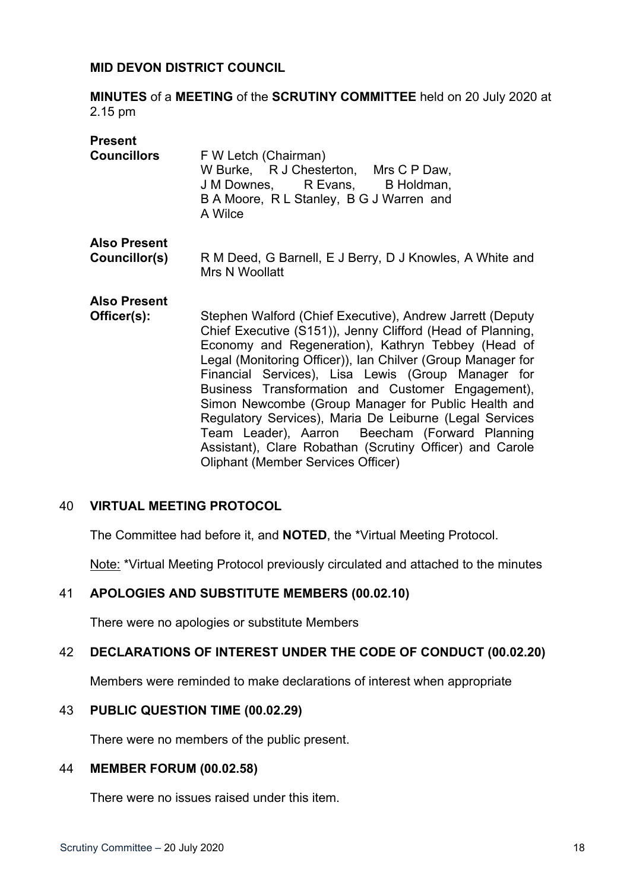**MID DEVON DISTRICT COUNCIL**

**MINUTES** of a **MEETING** of the **SCRUTINY COMMITTEE** held on 20 July 2020 at 2.15 pm

**Present**

**Councillors** F W Letch (Chairman)
W Burke, R J Chesterton, Mrs C P Daw, J M Downes, R Evans, B Holdman, B A Moore, R L Stanley, B G J Warren and A Wilce

**Also Present Councillor(s)** R M Deed, G Barnell, E J Berry, D J Knowles, A White and Mrs N Woollatt

**Also Present Officer(s):** Stephen Walford (Chief Executive), Andrew Jarrett (Deputy Chief Executive (S151)), Jenny Clifford (Head of Planning, Economy and Regeneration), Kathryn Tebbey (Head of Legal (Monitoring Officer)), Ian Chilver (Group Manager for Financial Services), Lisa Lewis (Group Manager for Business Transformation and Customer Engagement), Simon Newcombe (Group Manager for Public Health and Regulatory Services), Maria De Leiburne (Legal Services Team Leader), Aarron Beecham (Forward Planning Assistant), Clare Robathan (Scrutiny Officer) and Carole Oliphant (Member Services Officer)

## 40 VIRTUAL MEETING PROTOCOL

The Committee had before it, and **NOTED**, the *Virtual Meeting Protocol.

Note: *Virtual Meeting Protocol previously circulated and attached to the minutes

## 41 APOLOGIES AND SUBSTITUTE MEMBERS (00.02.10)

There were no apologies or substitute Members

## 42 DECLARATIONS OF INTEREST UNDER THE CODE OF CONDUCT (00.02.20)

Members were reminded to make declarations of interest when appropriate

## 43 PUBLIC QUESTION TIME (00.02.29)

There were no members of the public present.

## 44 MEMBER FORUM (00.02.58)

There were no issues raised under this item.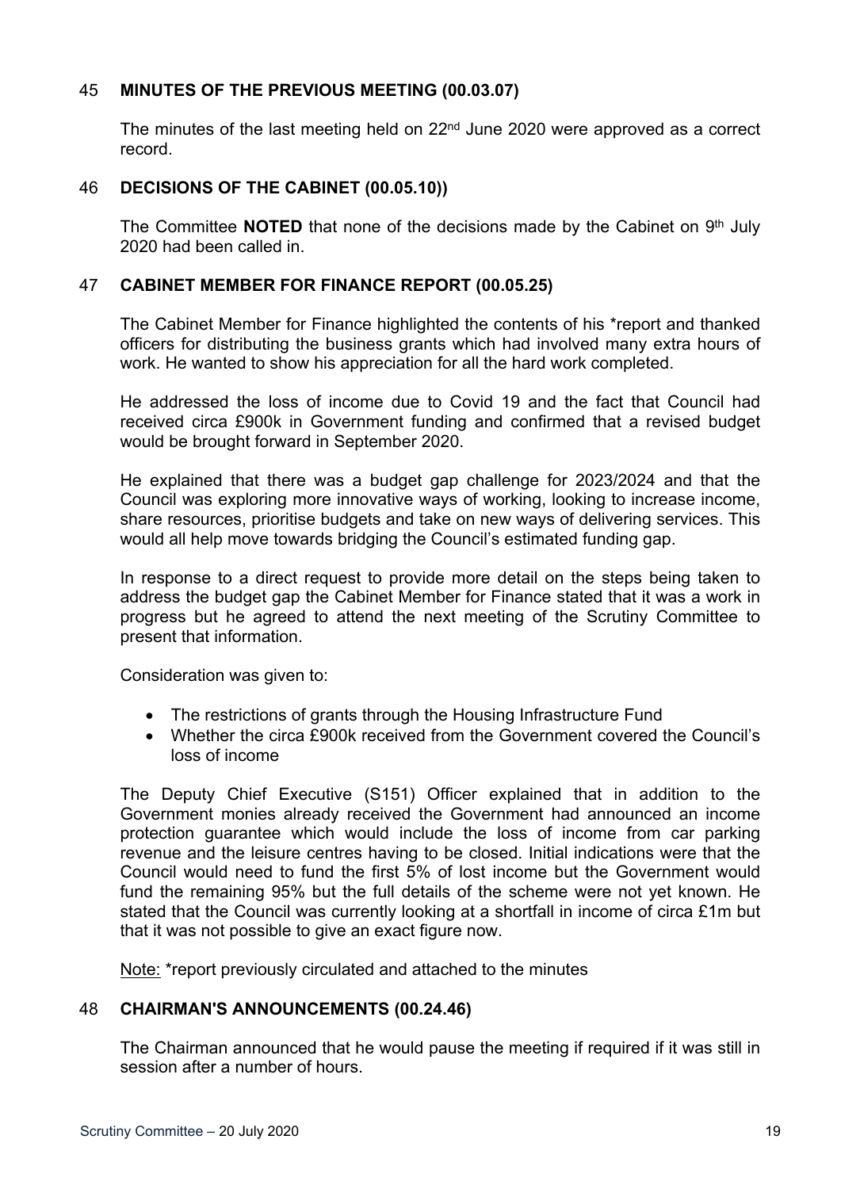## 45 MINUTES OF THE PREVIOUS MEETING (00.03.07)

The minutes of the last meeting held on 22nd June 2020 were approved as a correct record.

## 46 DECISIONS OF THE CABINET (00.05.10))

The Committee **NOTED** that none of the decisions made by the Cabinet on 9th July 2020 had been called in.

## 47 CABINET MEMBER FOR FINANCE REPORT (00.05.25)

The Cabinet Member for Finance highlighted the contents of his *report and thanked officers for distributing the business grants which had involved many extra hours of work. He wanted to show his appreciation for all the hard work completed.

He addressed the loss of income due to Covid 19 and the fact that Council had received circa £900k in Government funding and confirmed that a revised budget would be brought forward in September 2020.

He explained that there was a budget gap challenge for 2023/2024 and that the Council was exploring more innovative ways of working, looking to increase income, share resources, prioritise budgets and take on new ways of delivering services. This would all help move towards bridging the Council's estimated funding gap.

In response to a direct request to provide more detail on the steps being taken to address the budget gap the Cabinet Member for Finance stated that it was a work in progress but he agreed to attend the next meeting of the Scrutiny Committee to present that information.

Consideration was given to:

- The restrictions of grants through the Housing Infrastructure Fund
- Whether the circa £900k received from the Government covered the Council's loss of income

The Deputy Chief Executive (S151) Officer explained that in addition to the Government monies already received the Government had announced an income protection guarantee which would include the loss of income from car parking revenue and the leisure centres having to be closed. Initial indications were that the Council would need to fund the first 5% of lost income but the Government would fund the remaining 95% but the full details of the scheme were not yet known. He stated that the Council was currently looking at a shortfall in income of circa £1m but that it was not possible to give an exact figure now.

Note: *report previously circulated and attached to the minutes

## 48 CHAIRMAN'S ANNOUNCEMENTS (00.24.46)

The Chairman announced that he would pause the meeting if required if it was still in session after a number of hours.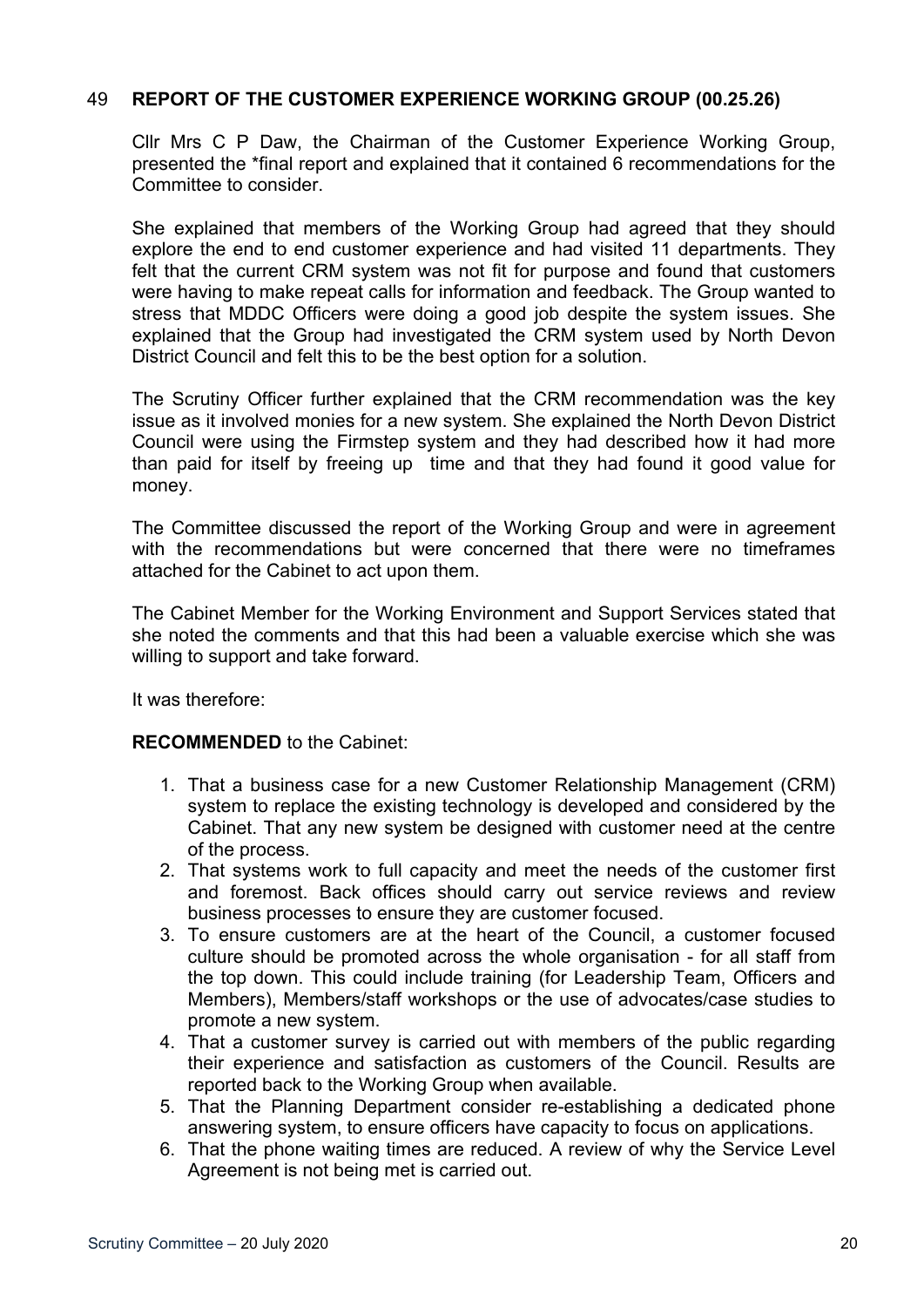## 49 REPORT OF THE CUSTOMER EXPERIENCE WORKING GROUP (00.25.26)

Cllr Mrs C P Daw, the Chairman of the Customer Experience Working Group, presented the *final report and explained that it contained 6 recommendations for the Committee to consider.

She explained that members of the Working Group had agreed that they should explore the end to end customer experience and had visited 11 departments. They felt that the current CRM system was not fit for purpose and found that customers were having to make repeat calls for information and feedback. The Group wanted to stress that MDDC Officers were doing a good job despite the system issues. She explained that the Group had investigated the CRM system used by North Devon District Council and felt this to be the best option for a solution.

The Scrutiny Officer further explained that the CRM recommendation was the key issue as it involved monies for a new system. She explained the North Devon District Council were using the Firmstep system and they had described how it had more than paid for itself by freeing up time and that they had found it good value for money.

The Committee discussed the report of the Working Group and were in agreement with the recommendations but were concerned that there were no timeframes attached for the Cabinet to act upon them.

The Cabinet Member for the Working Environment and Support Services stated that she noted the comments and that this had been a valuable exercise which she was willing to support and take forward.

It was therefore:

**RECOMMENDED** to the Cabinet:

1. That a business case for a new Customer Relationship Management (CRM) system to replace the existing technology is developed and considered by the Cabinet. That any new system be designed with customer need at the centre of the process.
2. That systems work to full capacity and meet the needs of the customer first and foremost. Back offices should carry out service reviews and review business processes to ensure they are customer focused.
3. To ensure customers are at the heart of the Council, a customer focused culture should be promoted across the whole organisation - for all staff from the top down. This could include training (for Leadership Team, Officers and Members), Members/staff workshops or the use of advocates/case studies to promote a new system.
4. That a customer survey is carried out with members of the public regarding their experience and satisfaction as customers of the Council. Results are reported back to the Working Group when available.
5. That the Planning Department consider re-establishing a dedicated phone answering system, to ensure officers have capacity to focus on applications.
6. That the phone waiting times are reduced. A review of why the Service Level Agreement is not being met is carried out.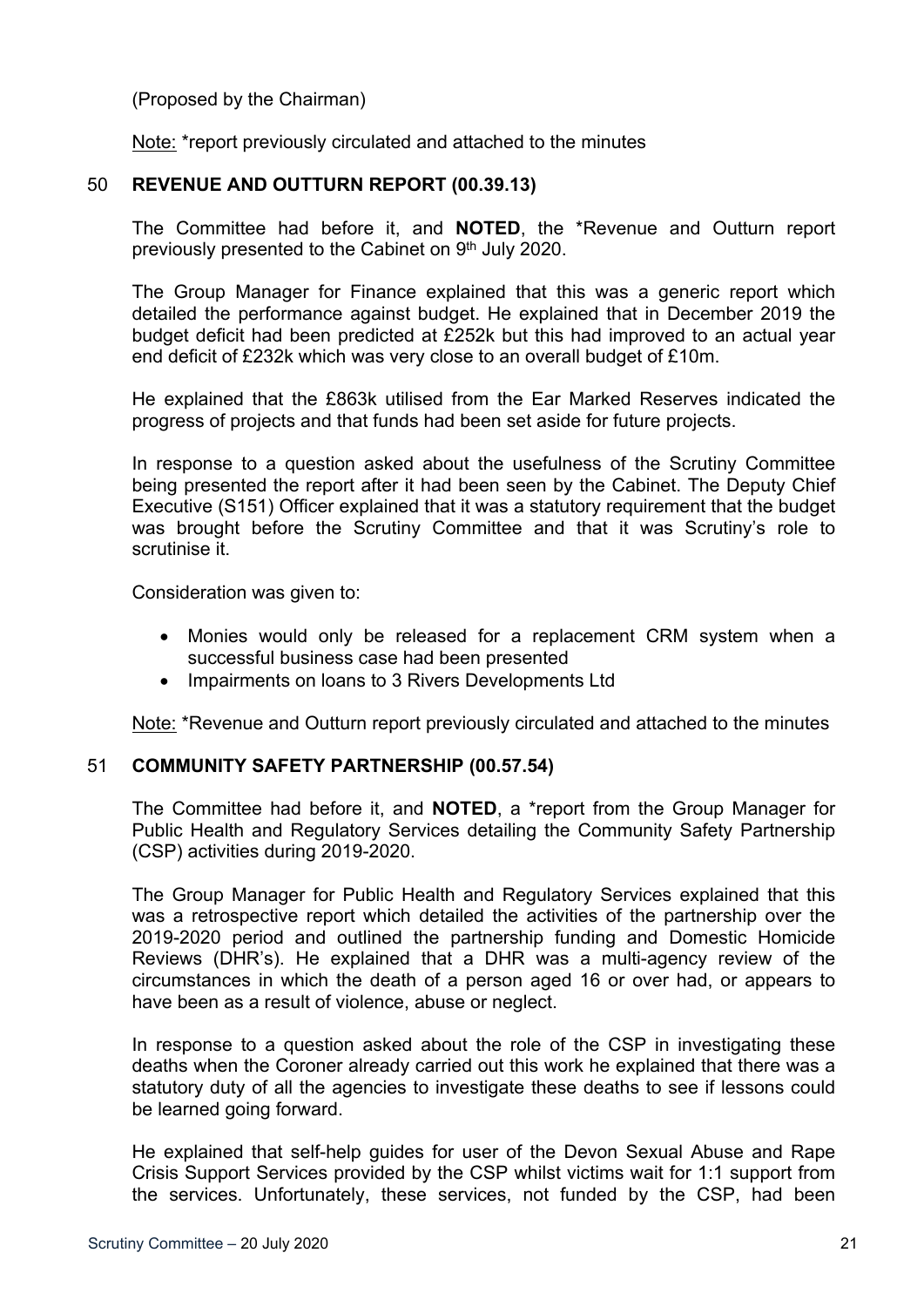(Proposed by the Chairman)

Note: *report previously circulated and attached to the minutes

### 50 REVENUE AND OUTTURN REPORT (00.39.13)

The Committee had before it, and **NOTED**, the *Revenue and Outturn report previously presented to the Cabinet on 9th July 2020.

The Group Manager for Finance explained that this was a generic report which detailed the performance against budget. He explained that in December 2019 the budget deficit had been predicted at £252k but this had improved to an actual year end deficit of £232k which was very close to an overall budget of £10m.

He explained that the £863k utilised from the Ear Marked Reserves indicated the progress of projects and that funds had been set aside for future projects.

In response to a question asked about the usefulness of the Scrutiny Committee being presented the report after it had been seen by the Cabinet. The Deputy Chief Executive (S151) Officer explained that it was a statutory requirement that the budget was brought before the Scrutiny Committee and that it was Scrutiny's role to scrutinise it.

Consideration was given to:

- Monies would only be released for a replacement CRM system when a successful business case had been presented
- Impairments on loans to 3 Rivers Developments Ltd

Note: *Revenue and Outturn report previously circulated and attached to the minutes

### 51 COMMUNITY SAFETY PARTNERSHIP (00.57.54)

The Committee had before it, and **NOTED**, a *report from the Group Manager for Public Health and Regulatory Services detailing the Community Safety Partnership (CSP) activities during 2019-2020.

The Group Manager for Public Health and Regulatory Services explained that this was a retrospective report which detailed the activities of the partnership over the 2019-2020 period and outlined the partnership funding and Domestic Homicide Reviews (DHR's). He explained that a DHR was a multi-agency review of the circumstances in which the death of a person aged 16 or over had, or appears to have been as a result of violence, abuse or neglect.

In response to a question asked about the role of the CSP in investigating these deaths when the Coroner already carried out this work he explained that there was a statutory duty of all the agencies to investigate these deaths to see if lessons could be learned going forward.

He explained that self-help guides for user of the Devon Sexual Abuse and Rape Crisis Support Services provided by the CSP whilst victims wait for 1:1 support from the services. Unfortunately, these services, not funded by the CSP, had been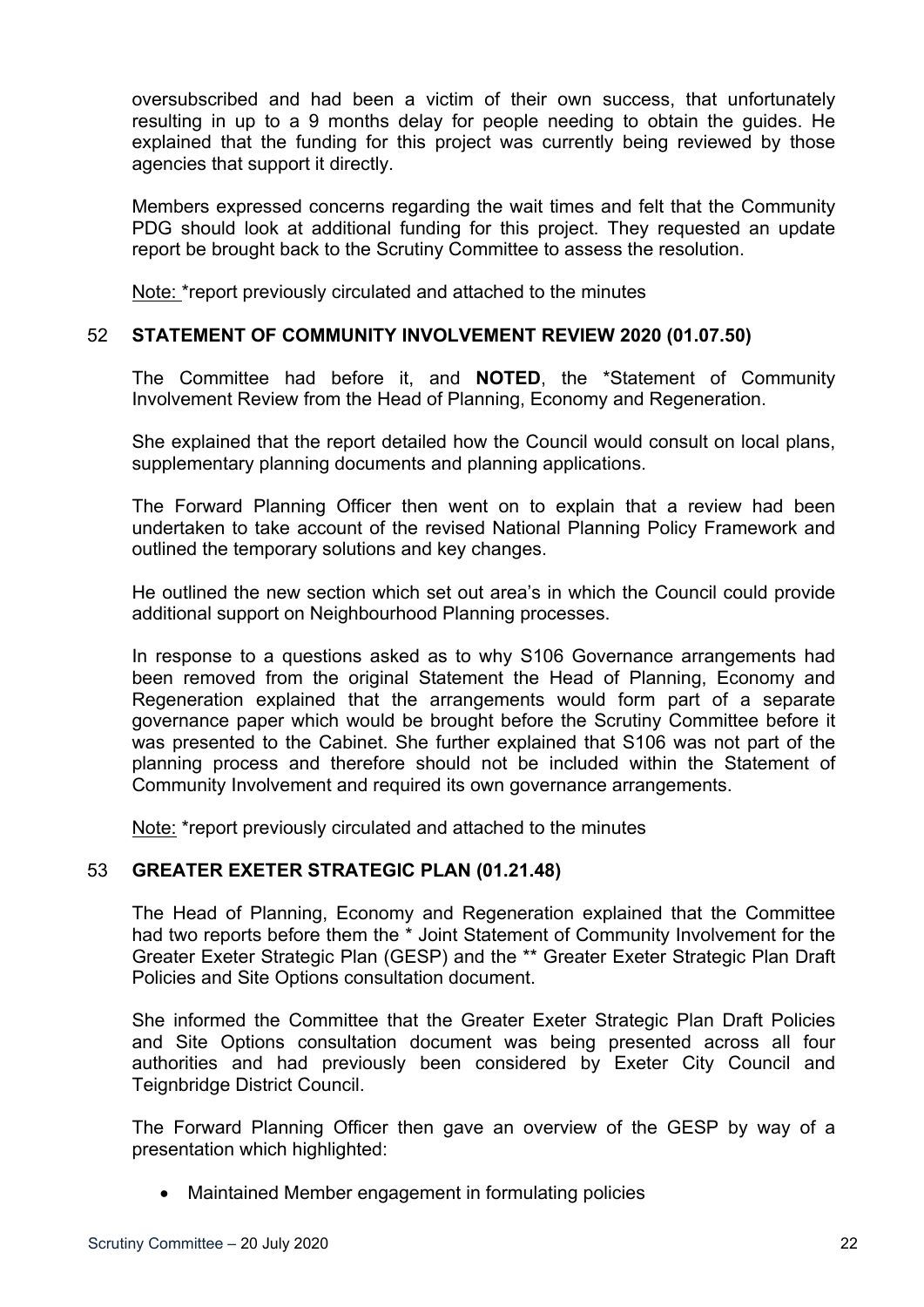oversubscribed and had been a victim of their own success, that unfortunately resulting in up to a 9 months delay for people needing to obtain the guides. He explained that the funding for this project was currently being reviewed by those agencies that support it directly.

Members expressed concerns regarding the wait times and felt that the Community PDG should look at additional funding for this project. They requested an update report be brought back to the Scrutiny Committee to assess the resolution.

Note: *report previously circulated and attached to the minutes

### 52 STATEMENT OF COMMUNITY INVOLVEMENT REVIEW 2020 (01.07.50)

The Committee had before it, and **NOTED**, the *Statement of Community Involvement Review from the Head of Planning, Economy and Regeneration.

She explained that the report detailed how the Council would consult on local plans, supplementary planning documents and planning applications.

The Forward Planning Officer then went on to explain that a review had been undertaken to take account of the revised National Planning Policy Framework and outlined the temporary solutions and key changes.

He outlined the new section which set out area's in which the Council could provide additional support on Neighbourhood Planning processes.

In response to a questions asked as to why S106 Governance arrangements had been removed from the original Statement the Head of Planning, Economy and Regeneration explained that the arrangements would form part of a separate governance paper which would be brought before the Scrutiny Committee before it was presented to the Cabinet. She further explained that S106 was not part of the planning process and therefore should not be included within the Statement of Community Involvement and required its own governance arrangements.

Note: *report previously circulated and attached to the minutes

### 53 GREATER EXETER STRATEGIC PLAN (01.21.48)

The Head of Planning, Economy and Regeneration explained that the Committee had two reports before them the * Joint Statement of Community Involvement for the Greater Exeter Strategic Plan (GESP) and the ** Greater Exeter Strategic Plan Draft Policies and Site Options consultation document.

She informed the Committee that the Greater Exeter Strategic Plan Draft Policies and Site Options consultation document was being presented across all four authorities and had previously been considered by Exeter City Council and Teignbridge District Council.

The Forward Planning Officer then gave an overview of the GESP by way of a presentation which highlighted:

- Maintained Member engagement in formulating policies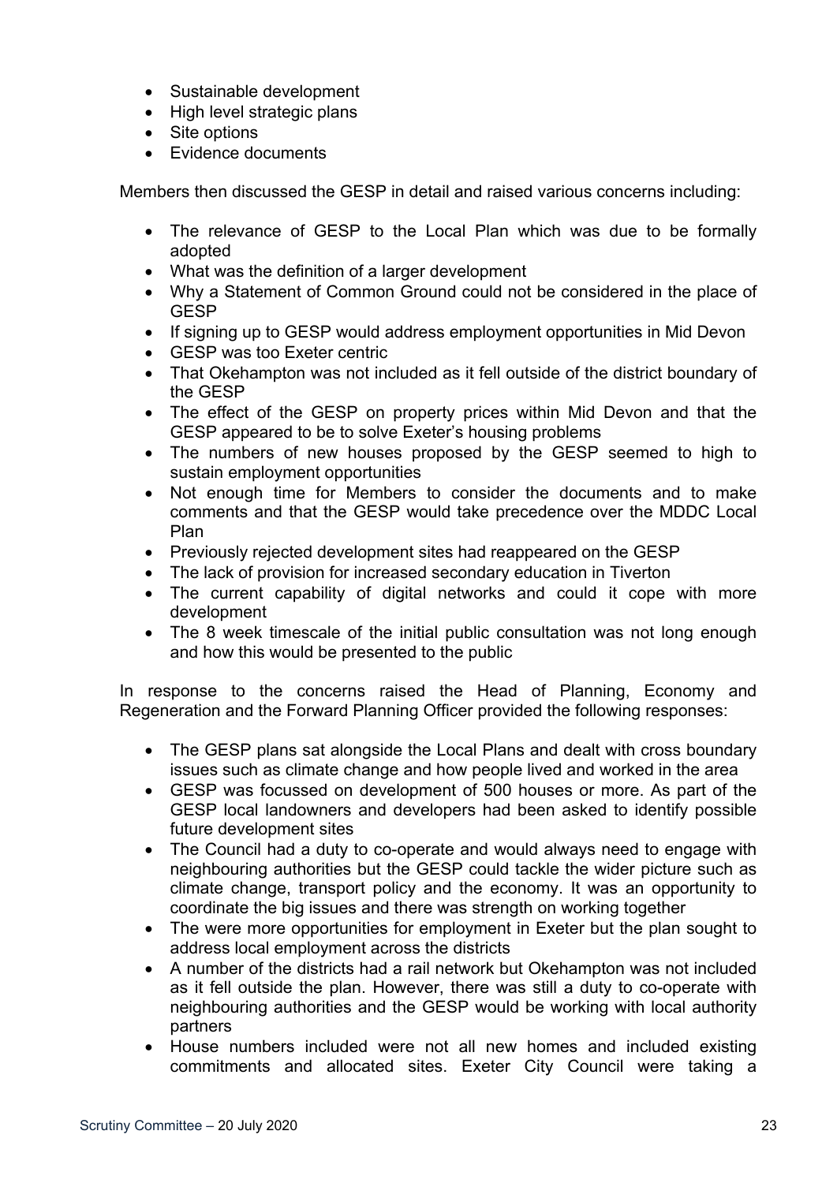- Sustainable development
- High level strategic plans
- Site options
- Evidence documents

Members then discussed the GESP in detail and raised various concerns including:

- The relevance of GESP to the Local Plan which was due to be formally adopted
- What was the definition of a larger development
- Why a Statement of Common Ground could not be considered in the place of GESP
- If signing up to GESP would address employment opportunities in Mid Devon
- GESP was too Exeter centric
- That Okehampton was not included as it fell outside of the district boundary of the GESP
- The effect of the GESP on property prices within Mid Devon and that the GESP appeared to be to solve Exeter's housing problems
- The numbers of new houses proposed by the GESP seemed to high to sustain employment opportunities
- Not enough time for Members to consider the documents and to make comments and that the GESP would take precedence over the MDDC Local Plan
- Previously rejected development sites had reappeared on the GESP
- The lack of provision for increased secondary education in Tiverton
- The current capability of digital networks and could it cope with more development
- The 8 week timescale of the initial public consultation was not long enough and how this would be presented to the public

In response to the concerns raised the Head of Planning, Economy and Regeneration and the Forward Planning Officer provided the following responses:

- The GESP plans sat alongside the Local Plans and dealt with cross boundary issues such as climate change and how people lived and worked in the area
- GESP was focussed on development of 500 houses or more. As part of the GESP local landowners and developers had been asked to identify possible future development sites
- The Council had a duty to co-operate and would always need to engage with neighbouring authorities but the GESP could tackle the wider picture such as climate change, transport policy and the economy. It was an opportunity to coordinate the big issues and there was strength on working together
- The were more opportunities for employment in Exeter but the plan sought to address local employment across the districts
- A number of the districts had a rail network but Okehampton was not included as it fell outside the plan. However, there was still a duty to co-operate with neighbouring authorities and the GESP would be working with local authority partners
- House numbers included were not all new homes and included existing commitments and allocated sites. Exeter City Council were taking a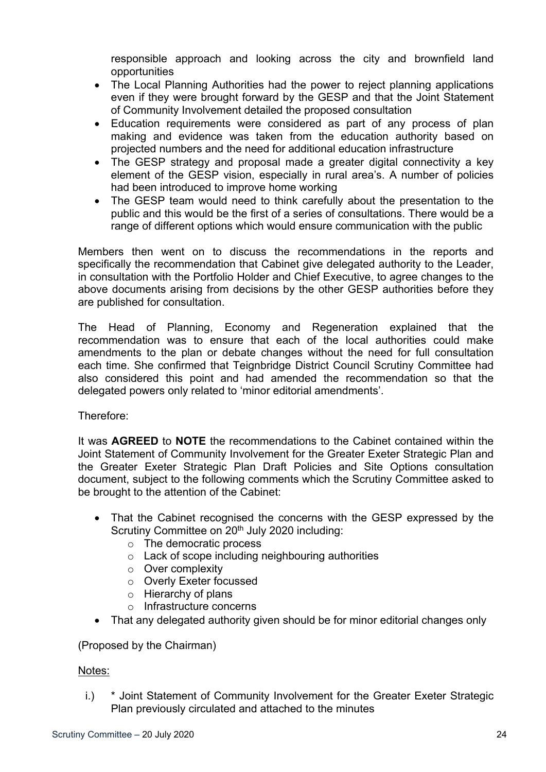responsible approach and looking across the city and brownfield land opportunities

- The Local Planning Authorities had the power to reject planning applications even if they were brought forward by the GESP and that the Joint Statement of Community Involvement detailed the proposed consultation
- Education requirements were considered as part of any process of plan making and evidence was taken from the education authority based on projected numbers and the need for additional education infrastructure
- The GESP strategy and proposal made a greater digital connectivity a key element of the GESP vision, especially in rural area's. A number of policies had been introduced to improve home working
- The GESP team would need to think carefully about the presentation to the public and this would be the first of a series of consultations. There would be a range of different options which would ensure communication with the public

Members then went on to discuss the recommendations in the reports and specifically the recommendation that Cabinet give delegated authority to the Leader, in consultation with the Portfolio Holder and Chief Executive, to agree changes to the above documents arising from decisions by the other GESP authorities before they are published for consultation.

The Head of Planning, Economy and Regeneration explained that the recommendation was to ensure that each of the local authorities could make amendments to the plan or debate changes without the need for full consultation each time. She confirmed that Teignbridge District Council Scrutiny Committee had also considered this point and had amended the recommendation so that the delegated powers only related to 'minor editorial amendments'.

Therefore:

It was **AGREED** to **NOTE** the recommendations to the Cabinet contained within the Joint Statement of Community Involvement for the Greater Exeter Strategic Plan and the Greater Exeter Strategic Plan Draft Policies and Site Options consultation document, subject to the following comments which the Scrutiny Committee asked to be brought to the attention of the Cabinet:

- That the Cabinet recognised the concerns with the GESP expressed by the Scrutiny Committee on 20th July 2020 including:
  - The democratic process
  - Lack of scope including neighbouring authorities
  - Over complexity
  - Overly Exeter focussed
  - Hierarchy of plans
  - Infrastructure concerns
- That any delegated authority given should be for minor editorial changes only

(Proposed by the Chairman)

Notes:

i.) * Joint Statement of Community Involvement for the Greater Exeter Strategic Plan previously circulated and attached to the minutes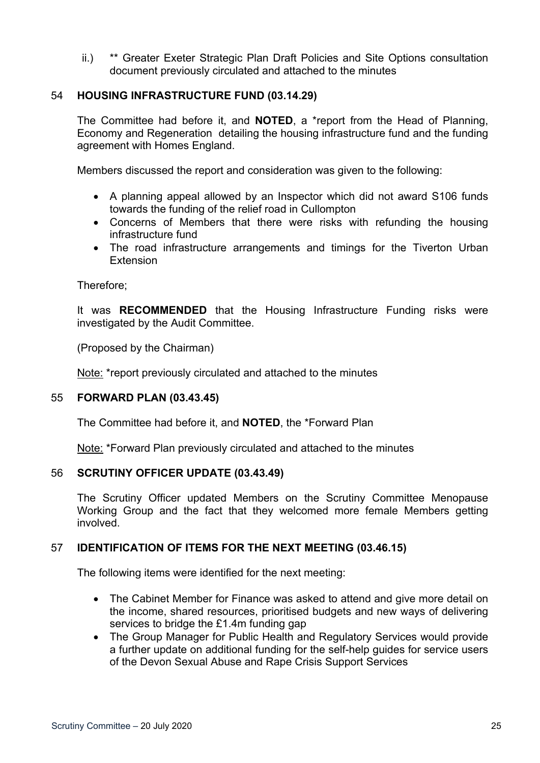ii.) ** Greater Exeter Strategic Plan Draft Policies and Site Options consultation document previously circulated and attached to the minutes

### 54 HOUSING INFRASTRUCTURE FUND (03.14.29)

The Committee had before it, and **NOTED**, a *report from the Head of Planning, Economy and Regeneration detailing the housing infrastructure fund and the funding agreement with Homes England.

Members discussed the report and consideration was given to the following:

- A planning appeal allowed by an Inspector which did not award S106 funds towards the funding of the relief road in Cullompton
- Concerns of Members that there were risks with refunding the housing infrastructure fund
- The road infrastructure arrangements and timings for the Tiverton Urban Extension

Therefore;

It was **RECOMMENDED** that the Housing Infrastructure Funding risks were investigated by the Audit Committee.

(Proposed by the Chairman)

Note: *report previously circulated and attached to the minutes

### 55 FORWARD PLAN (03.43.45)

The Committee had before it, and **NOTED**, the *Forward Plan

Note: *Forward Plan previously circulated and attached to the minutes

### 56 SCRUTINY OFFICER UPDATE (03.43.49)

The Scrutiny Officer updated Members on the Scrutiny Committee Menopause Working Group and the fact that they welcomed more female Members getting involved.

### 57 IDENTIFICATION OF ITEMS FOR THE NEXT MEETING (03.46.15)

The following items were identified for the next meeting:

- The Cabinet Member for Finance was asked to attend and give more detail on the income, shared resources, prioritised budgets and new ways of delivering services to bridge the £1.4m funding gap
- The Group Manager for Public Health and Regulatory Services would provide a further update on additional funding for the self-help guides for service users of the Devon Sexual Abuse and Rape Crisis Support Services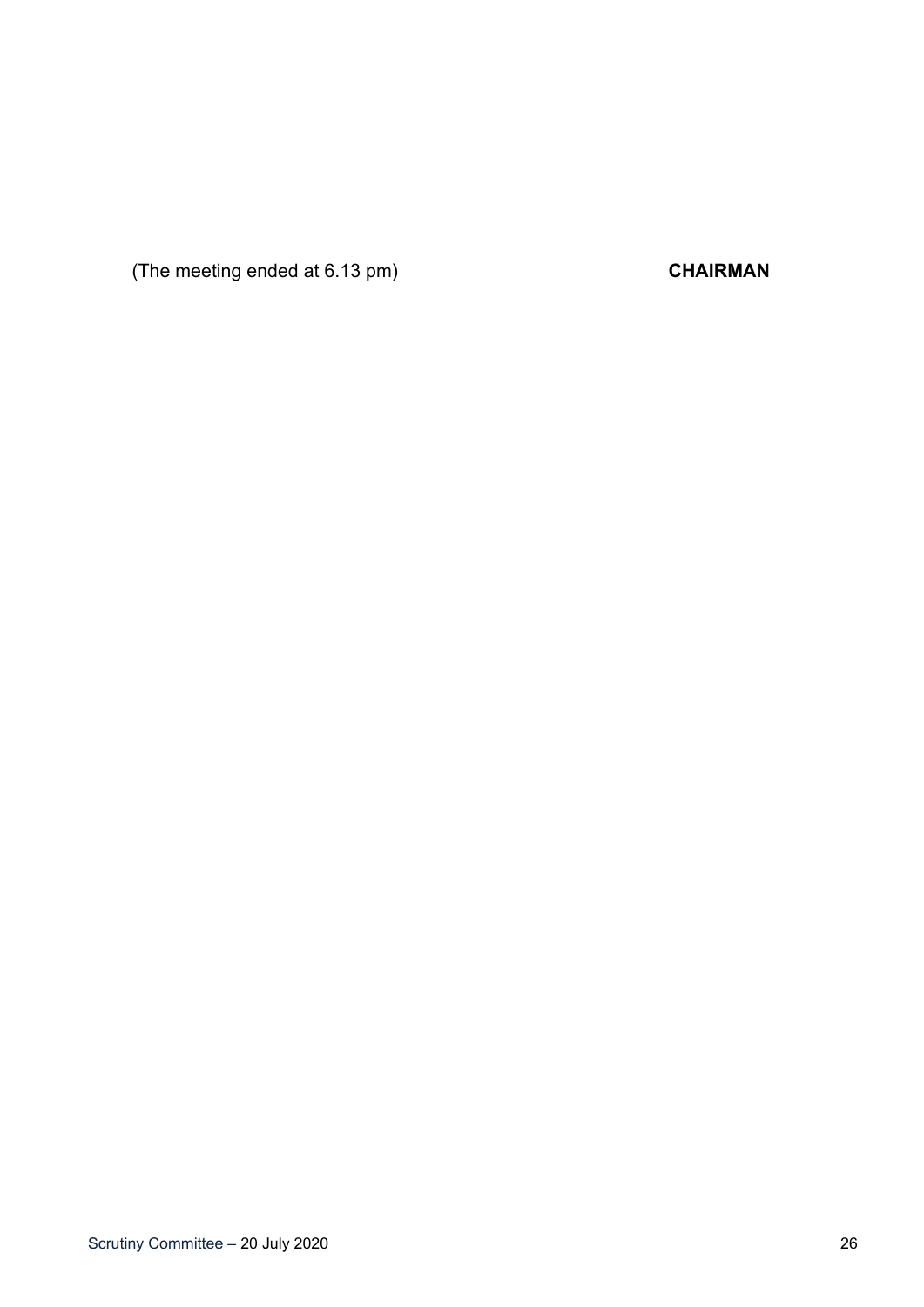(The meeting ended at 6.13 pm) **CHAIRMAN**